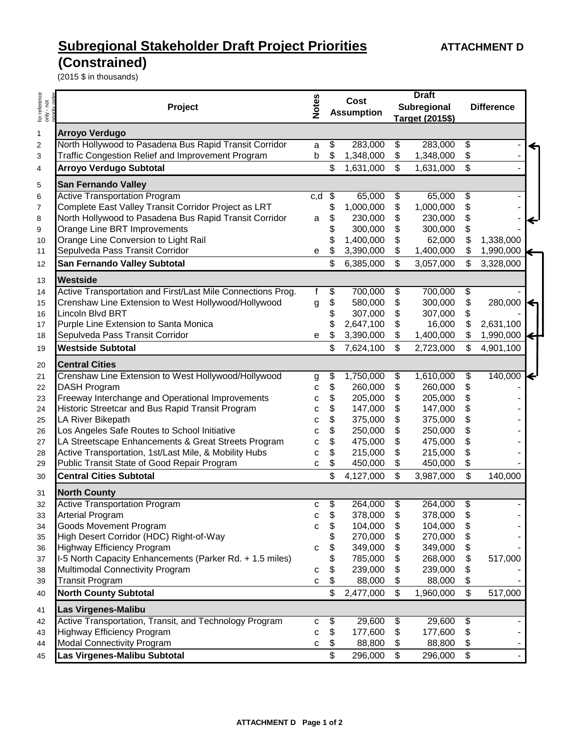# Subregional Stakeholder Draft Project Priorities (Constrained)

**ATTACHMENT D**

(2015 $ in thousands)

| for reference only - not priority order | Project | Notes | Cost Assumption | Draft Subregional Target (2015$) | Difference |
|---|---|---|---|---|---|
| 1 | **Arroyo Verdugo** | | | | |
| 2 | North Hollywood to Pasadena Bus Rapid Transit Corridor | a | $ 283,000 | $ 283,000 | $ - |
| 3 | Traffic Congestion Relief and Improvement Program | b | $ 1,348,000 | $ 1,348,000 | $ - |
| 4 | **Arroyo Verdugo Subtotal** | | $ 1,631,000 | $ 1,631,000 | $ - |
| 5 | **San Fernando Valley** | | | | |
| 6 | Active Transportation Program | c,d | $ 65,000 | $ 65,000 | $ - |
| 7 | Complete East Valley Transit Corridor Project as LRT | | $ 1,000,000 | $ 1,000,000 | $ - |
| 8 | North Hollywood to Pasadena Bus Rapid Transit Corridor | a | $ 230,000 | $ 230,000 | $ - |
| 9 | Orange Line BRT Improvements | | $ 300,000 | $ 300,000 | $ - |
| 10 | Orange Line Conversion to Light Rail | | $ 1,400,000 | $ 62,000 | $ 1,338,000 |
| 11 | Sepulveda Pass Transit Corridor | e | $ 3,390,000 | $ 1,400,000 | $ 1,990,000 |
| 12 | **San Fernando Valley Subtotal** | | $ 6,385,000 | $ 3,057,000 | $ 3,328,000 |
| 13 | **Westside** | | | | |
| 14 | Active Transportation and First/Last Mile Connections Prog. | f | $ 700,000 | $ 700,000 | $ - |
| 15 | Crenshaw Line Extension to West Hollywood/Hollywood | g | $ 580,000 | $ 300,000 | $ 280,000 |
| 16 | Lincoln Blvd BRT | | $ 307,000 | $ 307,000 | $ - |
| 17 | Purple Line Extension to Santa Monica | | $ 2,647,100 | $ 16,000 | $ 2,631,100 |
| 18 | Sepulveda Pass Transit Corridor | e | $ 3,390,000 | $ 1,400,000 | $ 1,990,000 |
| 19 | **Westside Subtotal** | | $ 7,624,100 | $ 2,723,000 | $ 4,901,100 |
| 20 | **Central Cities** | | | | |
| 21 | Crenshaw Line Extension to West Hollywood/Hollywood | g | $ 1,750,000 | $ 1,610,000 | $ 140,000 |
| 22 | DASH Program | c | $ 260,000 | $ 260,000 | $ - |
| 23 | Freeway Interchange and Operational Improvements | c | $ 205,000 | $ 205,000 | $ - |
| 24 | Historic Streetcar and Bus Rapid Transit Program | c | $ 147,000 | $ 147,000 | $ - |
| 25 | LA River Bikepath | c | $ 375,000 | $ 375,000 | $ - |
| 26 | Los Angeles Safe Routes to School Initiative | c | $ 250,000 | $ 250,000 | $ - |
| 27 | LA Streetscape Enhancements & Great Streets Program | c | $ 475,000 | $ 475,000 | $ - |
| 28 | Active Transportation, 1st/Last Mile, & Mobility Hubs | c | $ 215,000 | $ 215,000 | $ - |
| 29 | Public Transit State of Good Repair Program | c | $ 450,000 | $ 450,000 | $ - |
| 30 | **Central Cities Subtotal** | | $ 4,127,000 | $ 3,987,000 | $ 140,000 |
| 31 | **North County** | | | | |
| 32 | Active Transportation Program | c | $ 264,000 | $ 264,000 | $ - |
| 33 | Arterial Program | c | $ 378,000 | $ 378,000 | $ - |
| 34 | Goods Movement Program | c | $ 104,000 | $ 104,000 | $ - |
| 35 | High Desert Corridor (HDC) Right-of-Way | | $ 270,000 | $ 270,000 | $ - |
| 36 | Highway Efficiency Program | c | $ 349,000 | $ 349,000 | $ - |
| 37 | I-5 North Capacity Enhancements (Parker Rd. + 1.5 miles) | | $ 785,000 | $ 268,000 | $ 517,000 |
| 38 | Multimodal Connectivity Program | c | $ 239,000 | $ 239,000 | $ - |
| 39 | Transit Program | c | $ 88,000 | $ 88,000 | $ - |
| 40 | **North County Subtotal** | | $ 2,477,000 | $ 1,960,000 | $ 517,000 |
| 41 | **Las Virgenes-Malibu** | | | | |
| 42 | Active Transportation, Transit, and Technology Program | c | $ 29,600 | $ 29,600 | $ - |
| 43 | Highway Efficiency Program | c | $ 177,600 | $ 177,600 | $ - |
| 44 | Modal Connectivity Program | c | $ 88,800 | $ 88,800 | $ - |
| 45 | **Las Virgenes-Malibu Subtotal** | | $ 296,000 | $ 296,000 | $ - |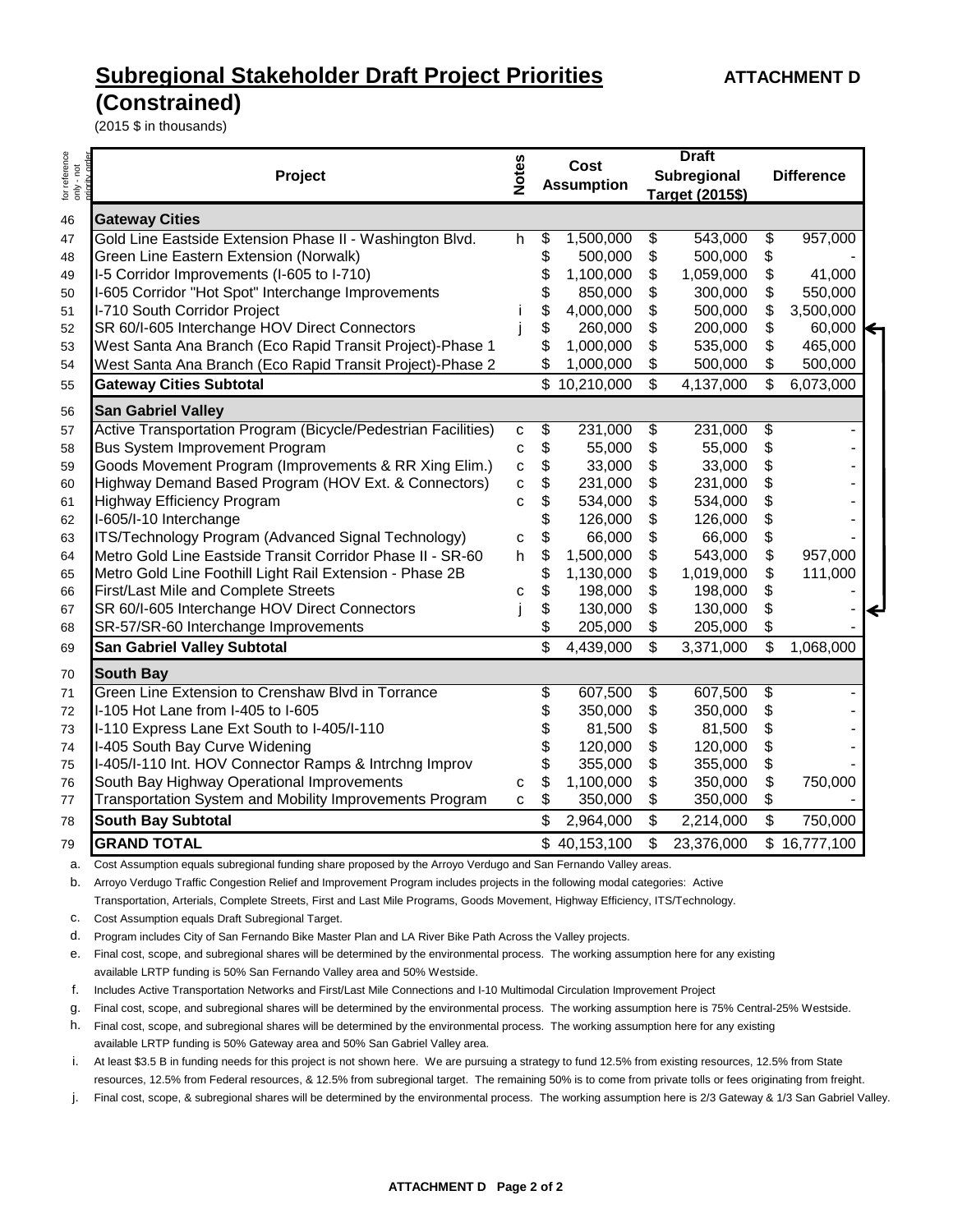# Subregional Stakeholder Draft Project Priorities (Constrained)

**ATTACHMENT D**

(2015 $ in thousands)

| for reference only - not priority order | Project | Notes | Cost Assumption | Draft Subregional Target (2015$) | Difference |
|---|---|---|---|---|---|
| 46 | **Gateway Cities** | | | | |
| 47 | Gold Line Eastside Extension Phase II - Washington Blvd. | h | $ 1,500,000 | $ 543,000 | $ 957,000 |
| 48 | Green Line Eastern Extension (Norwalk) | | $ 500,000 | $ 500,000 | $ - |
| 49 | I-5 Corridor Improvements (I-605 to I-710) | | $ 1,100,000 | $ 1,059,000 | $ 41,000 |
| 50 | I-605 Corridor "Hot Spot" Interchange Improvements | | $ 850,000 | $ 300,000 | $ 550,000 |
| 51 | I-710 South Corridor Project | i | $ 4,000,000 | $ 500,000 | $ 3,500,000 |
| 52 | SR 60/I-605 Interchange HOV Direct Connectors | j | $ 260,000 | $ 200,000 | $ 60,000 |
| 53 | West Santa Ana Branch (Eco Rapid Transit Project)-Phase 1 | | $ 1,000,000 | $ 535,000 | $ 465,000 |
| 54 | West Santa Ana Branch (Eco Rapid Transit Project)-Phase 2 | | $ 1,000,000 | $ 500,000 | $ 500,000 |
| 55 | **Gateway Cities Subtotal** | | $ 10,210,000 | $ 4,137,000 | $ 6,073,000 |
| 56 | **San Gabriel Valley** | | | | |
| 57 | Active Transportation Program (Bicycle/Pedestrian Facilities) | c | $ 231,000 | $ 231,000 | $ - |
| 58 | Bus System Improvement Program | c | $ 55,000 | $ 55,000 | $ - |
| 59 | Goods Movement Program (Improvements & RR Xing Elim.) | c | $ 33,000 | $ 33,000 | $ - |
| 60 | Highway Demand Based Program (HOV Ext. & Connectors) | c | $ 231,000 | $ 231,000 | $ - |
| 61 | Highway Efficiency Program | c | $ 534,000 | $ 534,000 | $ - |
| 62 | I-605/I-10 Interchange | | $ 126,000 | $ 126,000 | $ - |
| 63 | ITS/Technology Program (Advanced Signal Technology) | c | $ 66,000 | $ 66,000 | $ - |
| 64 | Metro Gold Line Eastside Transit Corridor Phase II - SR-60 | h | $ 1,500,000 | $ 543,000 | $ 957,000 |
| 65 | Metro Gold Line Foothill Light Rail Extension - Phase 2B | | $ 1,130,000 | $ 1,019,000 | $ 111,000 |
| 66 | First/Last Mile and Complete Streets | c | $ 198,000 | $ 198,000 | $ - |
| 67 | SR 60/I-605 Interchange HOV Direct Connectors | j | $ 130,000 | $ 130,000 | $ - |
| 68 | SR-57/SR-60 Interchange Improvements | | $ 205,000 | $ 205,000 | $ - |
| 69 | **San Gabriel Valley Subtotal** | | $ 4,439,000 | $ 3,371,000 | $ 1,068,000 |
| 70 | **South Bay** | | | | |
| 71 | Green Line Extension to Crenshaw Blvd in Torrance | | $ 607,500 | $ 607,500 | $ - |
| 72 | I-105 Hot Lane from I-405 to I-605 | | $ 350,000 | $ 350,000 | $ - |
| 73 | I-110 Express Lane Ext South to I-405/I-110 | | $ 81,500 | $ 81,500 | $ - |
| 74 | I-405 South Bay Curve Widening | | $ 120,000 | $ 120,000 | $ - |
| 75 | I-405/I-110 Int. HOV Connector Ramps & Intrchng Improv | | $ 355,000 | $ 355,000 | $ - |
| 76 | South Bay Highway Operational Improvements | c | $ 1,100,000 | $ 350,000 | $ 750,000 |
| 77 | Transportation System and Mobility Improvements Program | c | $ 350,000 | $ 350,000 | $ - |
| 78 | **South Bay Subtotal** | | $ 2,964,000 | $ 2,214,000 | $ 750,000 |
| 79 | **GRAND TOTAL** | | $ 40,153,100 | $ 23,376,000 | $ 16,777,100 |

a. Cost Assumption equals subregional funding share proposed by the Arroyo Verdugo and San Fernando Valley areas.

b. Arroyo Verdugo Traffic Congestion Relief and Improvement Program includes projects in the following modal categories: Active Transportation, Arterials, Complete Streets, First and Last Mile Programs, Goods Movement, Highway Efficiency, ITS/Technology.

c. Cost Assumption equals Draft Subregional Target.

d. Program includes City of San Fernando Bike Master Plan and LA River Bike Path Across the Valley projects.

e. Final cost, scope, and subregional shares will be determined by the environmental process. The working assumption here for any existing available LRTP funding is 50% San Fernando Valley area and 50% Westside.

f. Includes Active Transportation Networks and First/Last Mile Connections and I-10 Multimodal Circulation Improvement Project

g. Final cost, scope, and subregional shares will be determined by the environmental process. The working assumption here is 75% Central-25% Westside.

h. Final cost, scope, and subregional shares will be determined by the environmental process. The working assumption here for any existing available LRTP funding is 50% Gateway area and 50% San Gabriel Valley area.

i. At least $3.5 B in funding needs for this project is not shown here. We are pursuing a strategy to fund 12.5% from existing resources, 12.5% from State resources, 12.5% from Federal resources, & 12.5% from subregional target. The remaining 50% is to come from private tolls or fees originating from freight.

j. Final cost, scope, & subregional shares will be determined by the environmental process. The working assumption here is 2/3 Gateway & 1/3 San Gabriel Valley.